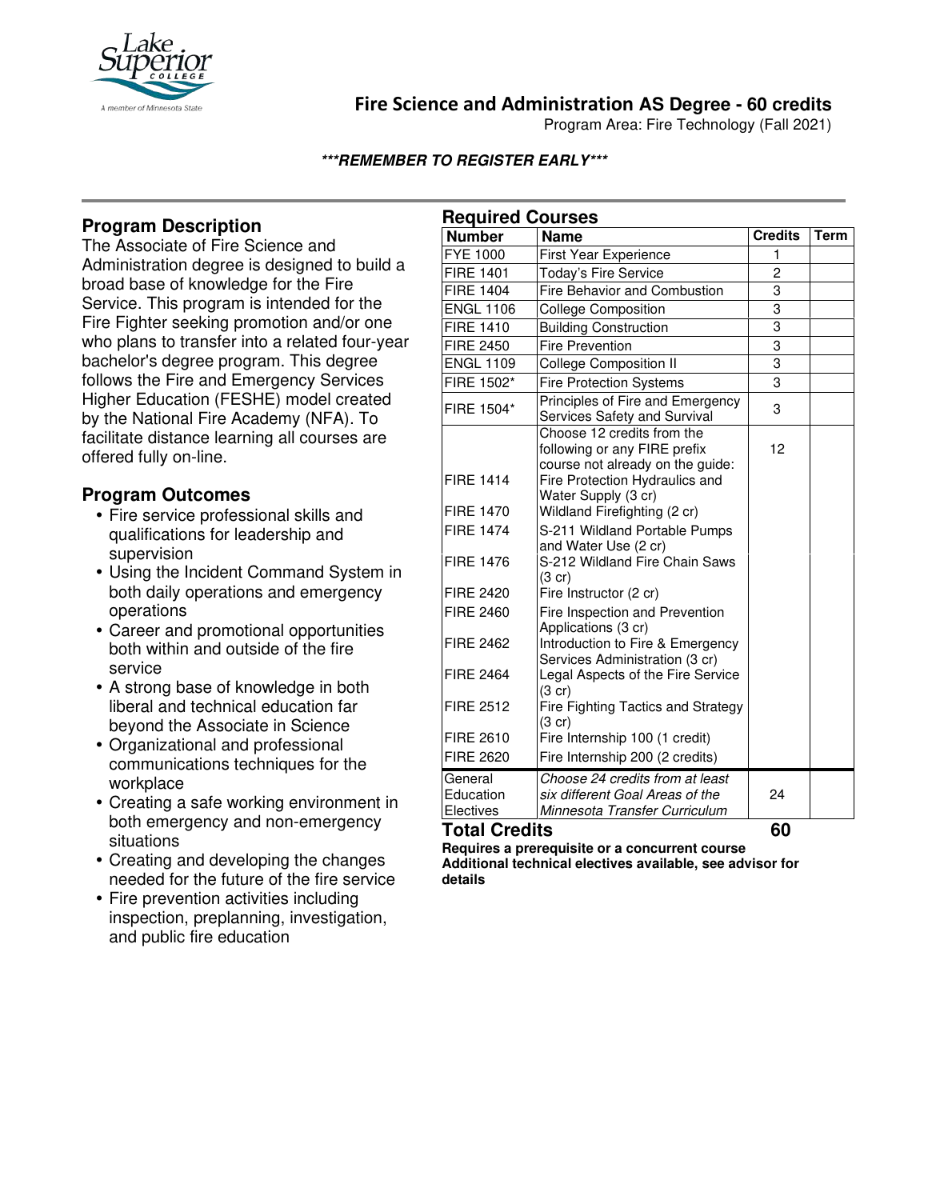# Fire Science and Administration AS Degree - 60 credits

Program Area: Fire Technology (Fall 2021)

***REMEMBER TO REGISTER EARLY***

## Program Description

The Associate of Fire Science and Administration degree is designed to build a broad base of knowledge for the Fire Service. This program is intended for the Fire Fighter seeking promotion and/or one who plans to transfer into a related four-year bachelor's degree program. This degree follows the Fire and Emergency Services Higher Education (FESHE) model created by the National Fire Academy (NFA). To facilitate distance learning all courses are offered fully on-line.

## Program Outcomes

- Fire service professional skills and qualifications for leadership and supervision
- Using the Incident Command System in both daily operations and emergency operations
- Career and promotional opportunities both within and outside of the fire service
- A strong base of knowledge in both liberal and technical education far beyond the Associate in Science
- Organizational and professional communications techniques for the workplace
- Creating a safe working environment in both emergency and non-emergency situations
- Creating and developing the changes needed for the future of the fire service
- Fire prevention activities including inspection, preplanning, investigation, and public fire education

## Required Courses

| Number | Name | Credits | Term |
|---|---|---|---|
| FYE 1000 | First Year Experience | 1 | |
| FIRE 1401 | Today's Fire Service | 2 | |
| FIRE 1404 | Fire Behavior and Combustion | 3 | |
| ENGL 1106 | College Composition | 3 | |
| FIRE 1410 | Building Construction | 3 | |
| FIRE 2450 | Fire Prevention | 3 | |
| ENGL 1109 | College Composition II | 3 | |
| FIRE 1502* | Fire Protection Systems | 3 | |
| FIRE 1504* | Principles of Fire and Emergency Services Safety and Survival | 3 | |
| | Choose 12 credits from the following or any FIRE prefix course not already on the guide: | 12 | |
| FIRE 1414 | Fire Protection Hydraulics and Water Supply (3 cr) | | |
| FIRE 1470 | Wildland Firefighting (2 cr) | | |
| FIRE 1474 | S-211 Wildland Portable Pumps and Water Use (2 cr) | | |
| FIRE 1476 | S-212 Wildland Fire Chain Saws (3 cr) | | |
| FIRE 2420 | Fire Instructor (2 cr) | | |
| FIRE 2460 | Fire Inspection and Prevention Applications (3 cr) | | |
| FIRE 2462 | Introduction to Fire & Emergency Services Administration (3 cr) | | |
| FIRE 2464 | Legal Aspects of the Fire Service (3 cr) | | |
| FIRE 2512 | Fire Fighting Tactics and Strategy (3 cr) | | |
| FIRE 2610 | Fire Internship 100 (1 credit) | | |
| FIRE 2620 | Fire Internship 200 (2 credits) | | |
| General Education Electives | *Choose 24 credits from at least six different Goal Areas of the Minnesota Transfer Curriculum* | 24 | |
| **Total Credits** | | **60** | |

**Requires a prerequisite or a concurrent course**

**Additional technical electives available, see advisor for details**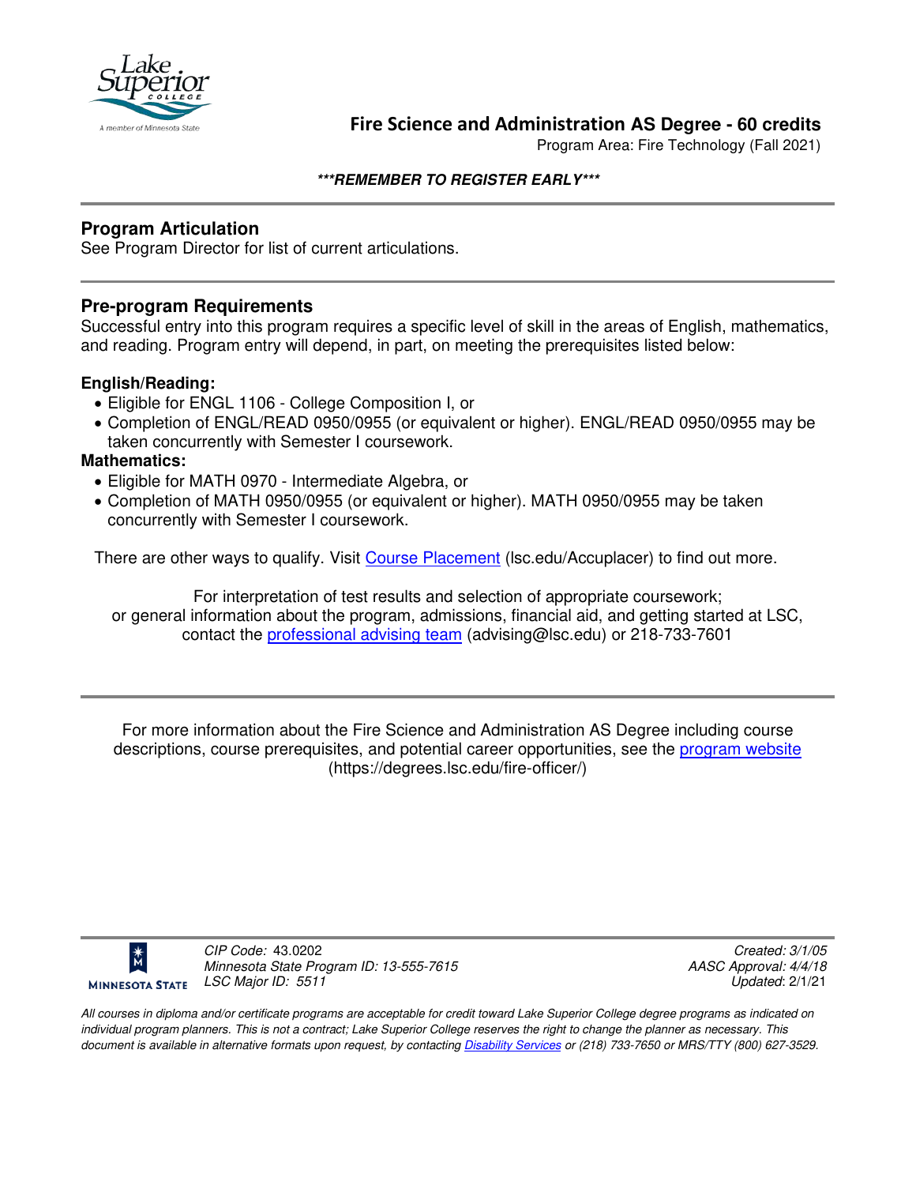# Fire Science and Administration AS Degree - 60 credits

Program Area: Fire Technology (Fall 2021)

***REMEMBER TO REGISTER EARLY***

## Program Articulation

See Program Director for list of current articulations.

## Pre-program Requirements

Successful entry into this program requires a specific level of skill in the areas of English, mathematics, and reading. Program entry will depend, in part, on meeting the prerequisites listed below:

**English/Reading:**

- Eligible for ENGL 1106 - College Composition I, or
- Completion of ENGL/READ 0950/0955 (or equivalent or higher). ENGL/READ 0950/0955 may be taken concurrently with Semester I coursework.

**Mathematics:**

- Eligible for MATH 0970 - Intermediate Algebra, or
- Completion of MATH 0950/0955 (or equivalent or higher). MATH 0950/0955 may be taken concurrently with Semester I coursework.

There are other ways to qualify. Visit Course Placement (lsc.edu/Accuplacer) to find out more.

For interpretation of test results and selection of appropriate coursework; or general information about the program, admissions, financial aid, and getting started at LSC, contact the professional advising team (advising@lsc.edu) or 218-733-7601

For more information about the Fire Science and Administration AS Degree including course descriptions, course prerequisites, and potential career opportunities, see the program website (https://degrees.lsc.edu/fire-officer/)

*CIP Code:* 43.0202
*Minnesota State Program ID: 13-555-7615*
*LSC Major ID: 5511*

*Created: 3/1/05*
*AASC Approval: 4/4/18*
*Updated:* 2/1/21

*All courses in diploma and/or certificate programs are acceptable for credit toward Lake Superior College degree programs as indicated on individual program planners. This is not a contract; Lake Superior College reserves the right to change the planner as necessary. This document is available in alternative formats upon request, by contacting Disability Services or (218) 733-7650 or MRS/TTY (800) 627-3529.*